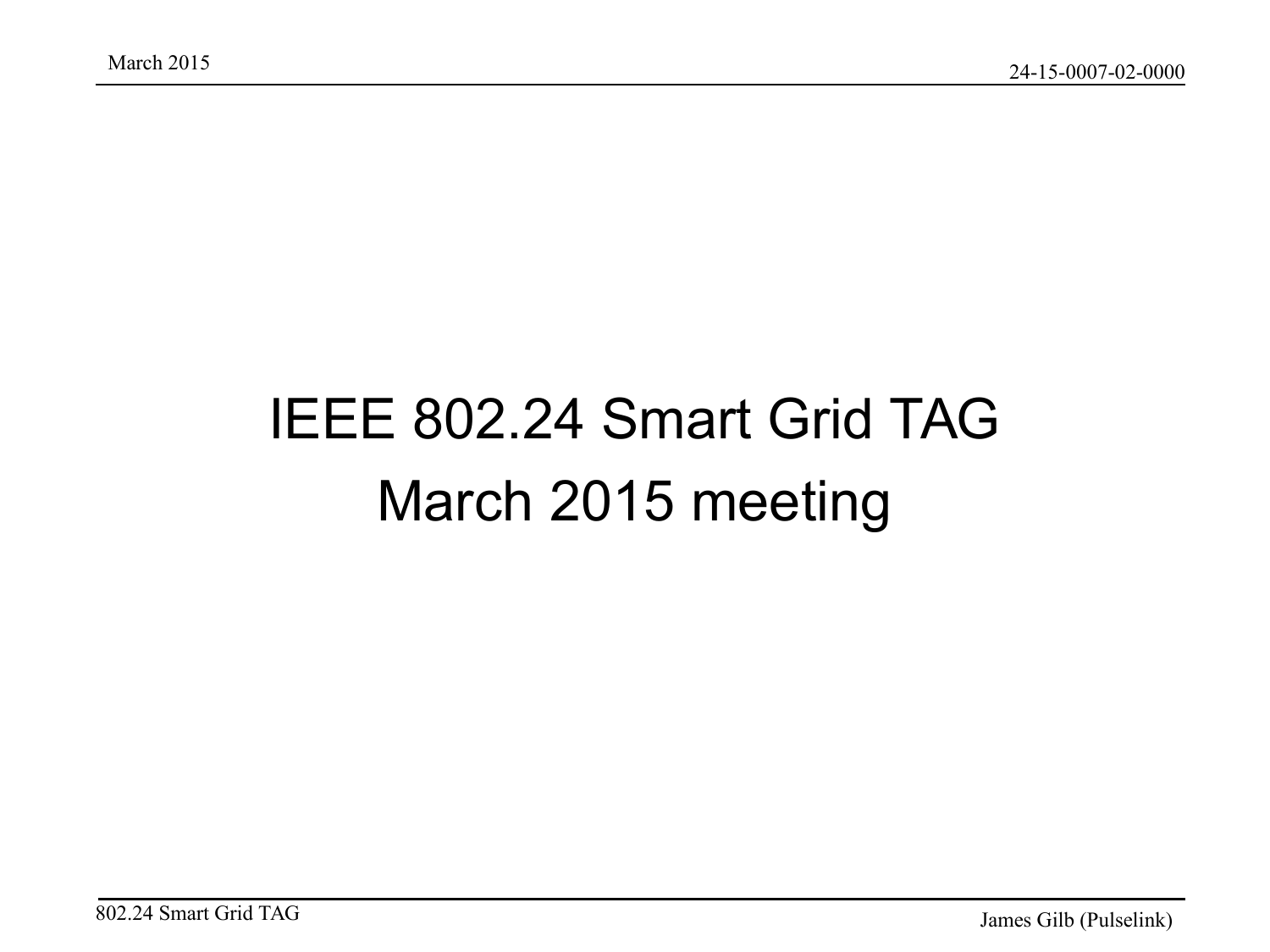# IEEE 802.24 Smart Grid TAG
# March 2015 meeting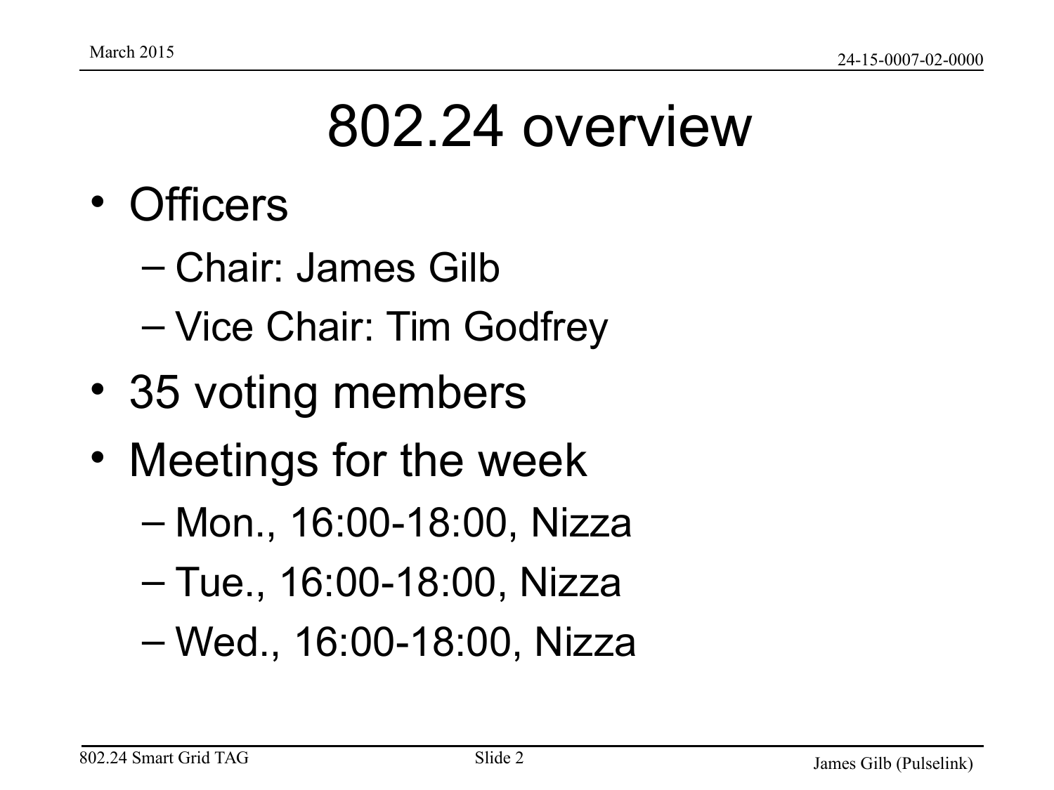# 802.24 overview

- Officers
  - Chair: James Gilb
  - Vice Chair: Tim Godfrey
- 35 voting members
- Meetings for the week
  - Mon., 16:00-18:00, Nizza
  - Tue., 16:00-18:00, Nizza
  - Wed., 16:00-18:00, Nizza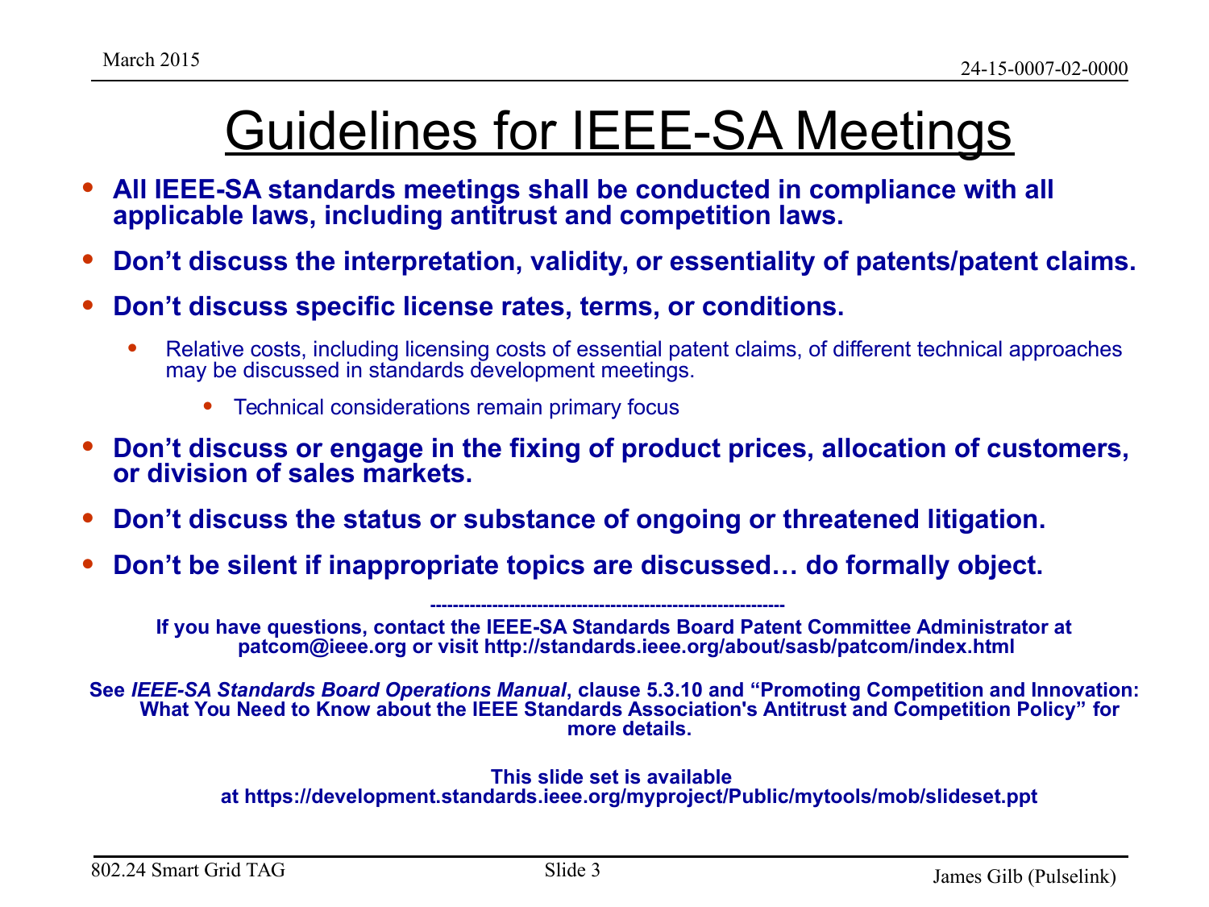# Guidelines for IEEE-SA Meetings

- **All IEEE-SA standards meetings shall be conducted in compliance with all applicable laws, including antitrust and competition laws.**
- **Don't discuss the interpretation, validity, or essentiality of patents/patent claims.**
- **Don't discuss specific license rates, terms, or conditions.**
  - Relative costs, including licensing costs of essential patent claims, of different technical approaches may be discussed in standards development meetings.
    - Technical considerations remain primary focus
- **Don't discuss or engage in the fixing of product prices, allocation of customers, or division of sales markets.**
- **Don't discuss the status or substance of ongoing or threatened litigation.**
- **Don't be silent if inappropriate topics are discussed… do formally object.**

---

**If you have questions, contact the IEEE-SA Standards Board Patent Committee Administrator at patcom@ieee.org or visit http://standards.ieee.org/about/sasb/patcom/index.html**

**See *IEEE-SA Standards Board Operations Manual*, clause 5.3.10 and "Promoting Competition and Innovation: What You Need to Know about the IEEE Standards Association's Antitrust and Competition Policy" for more details.**

**This slide set is available at https://development.standards.ieee.org/myproject/Public/mytools/mob/slideset.ppt**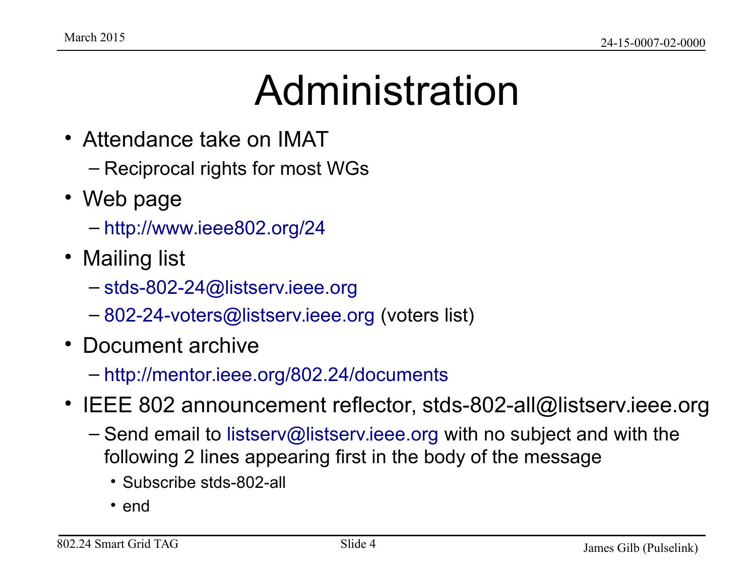# Administration

- Attendance take on IMAT
  - Reciprocal rights for most WGs
- Web page
  - http://www.ieee802.org/24
- Mailing list
  - stds-802-24@listserv.ieee.org
  - 802-24-voters@listserv.ieee.org (voters list)
- Document archive
  - http://mentor.ieee.org/802.24/documents
- IEEE 802 announcement reflector, stds-802-all@listserv.ieee.org
  - Send email to listserv@listserv.ieee.org with no subject and with the following 2 lines appearing first in the body of the message
    - Subscribe stds-802-all
    - end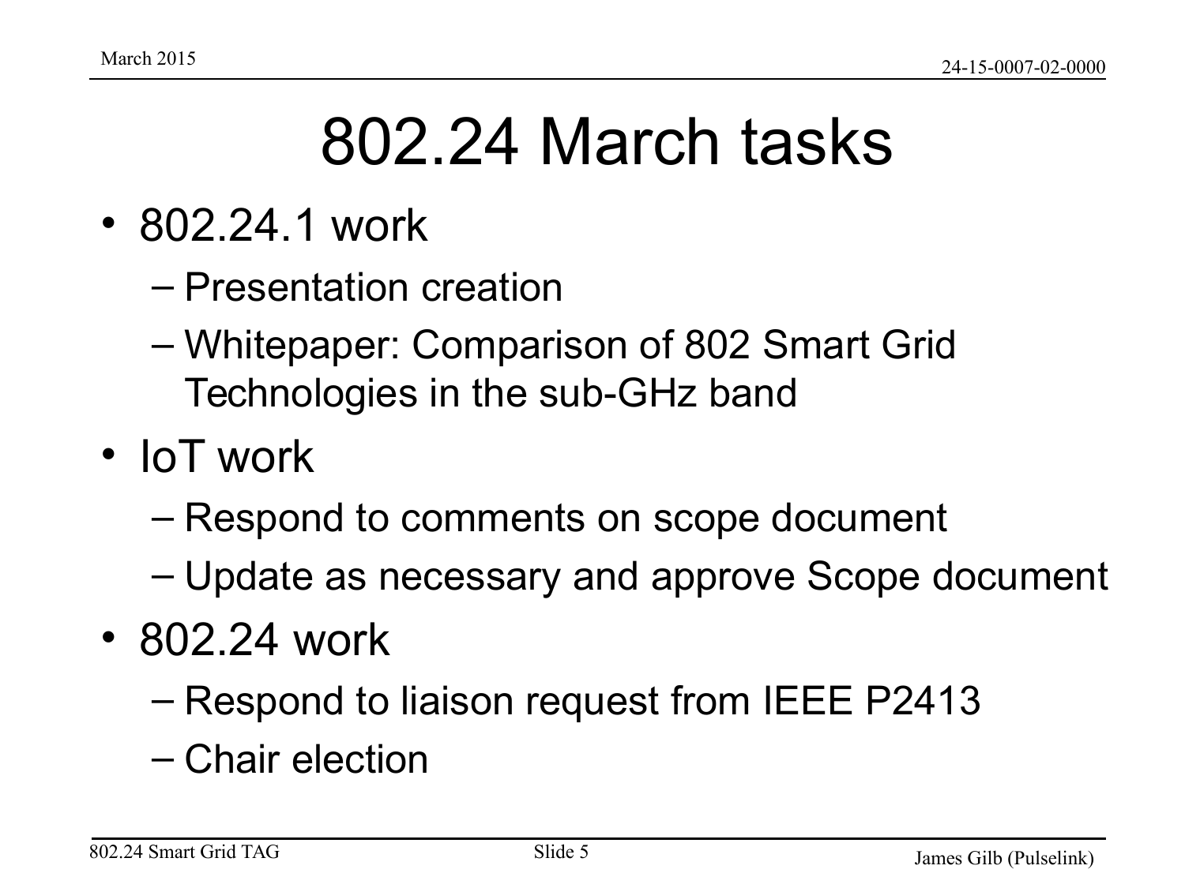# 802.24 March tasks

- 802.24.1 work
  - Presentation creation
  - Whitepaper: Comparison of 802 Smart Grid Technologies in the sub-GHz band
- IoT work
  - Respond to comments on scope document
  - Update as necessary and approve Scope document
- 802.24 work
  - Respond to liaison request from IEEE P2413
  - Chair election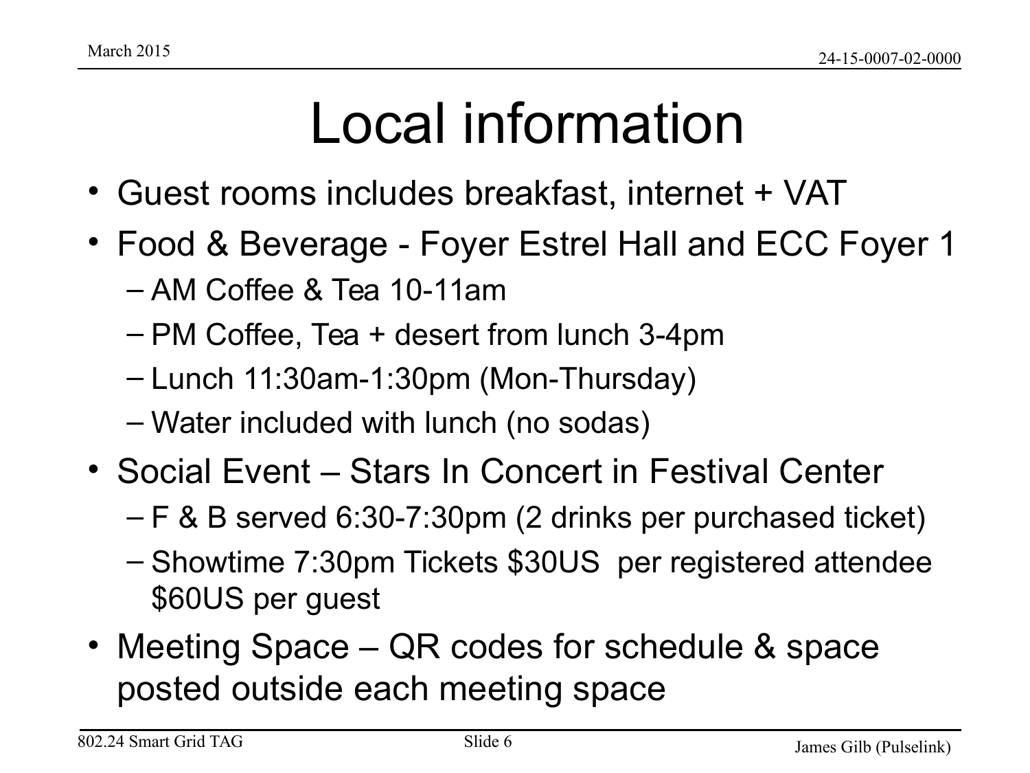# Local information

- Guest rooms includes breakfast, internet + VAT
- Food & Beverage - Foyer Estrel Hall and ECC Foyer 1
  - AM Coffee & Tea 10-11am
  - PM Coffee, Tea + desert from lunch 3-4pm
  - Lunch 11:30am-1:30pm (Mon-Thursday)
  - Water included with lunch (no sodas)
- Social Event – Stars In Concert in Festival Center
  - F & B served 6:30-7:30pm (2 drinks per purchased ticket)
  - Showtime 7:30pm Tickets $30US per registered attendee $60US per guest
- Meeting Space – QR codes for schedule & space posted outside each meeting space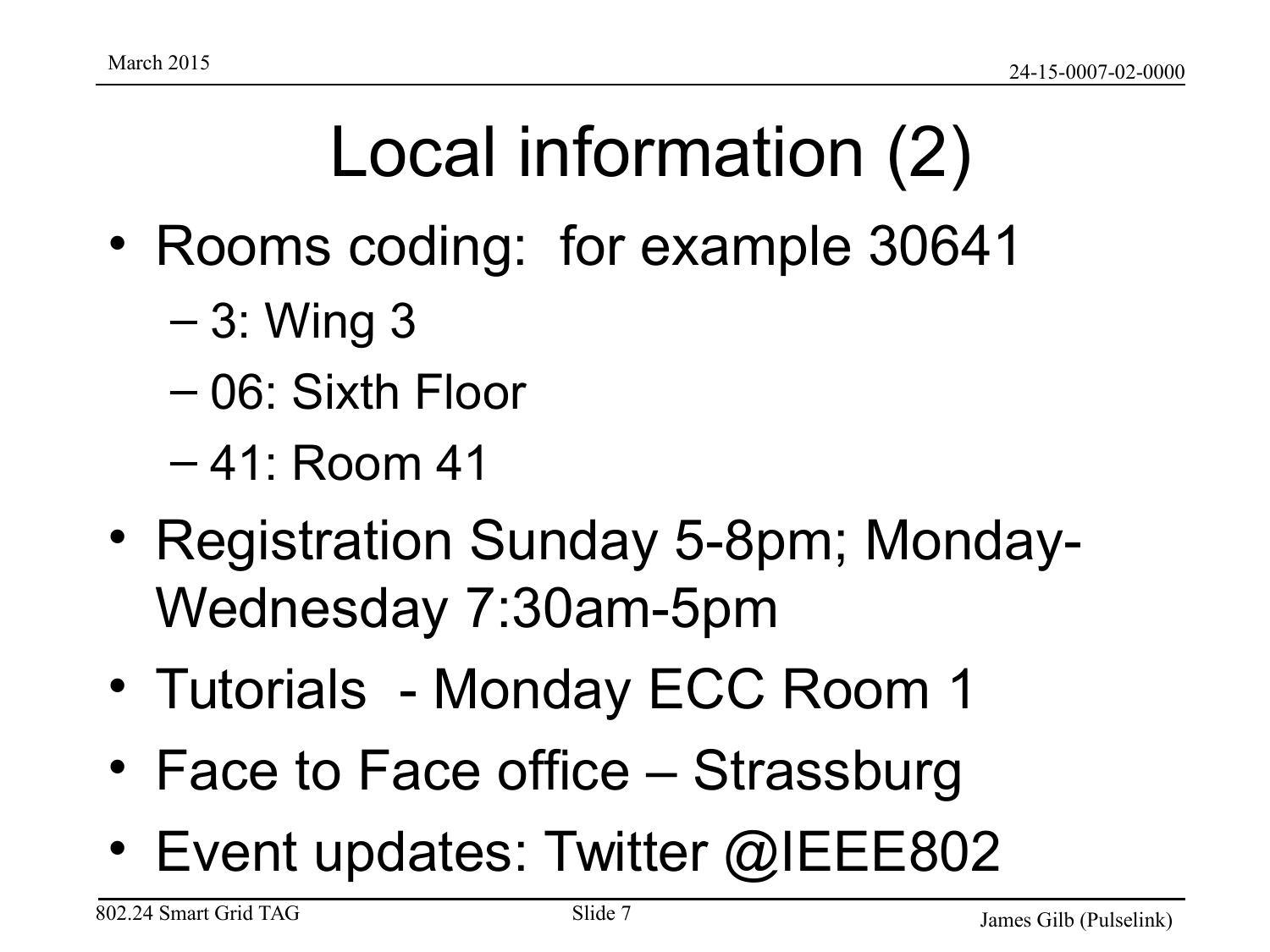# Local information (2)

- Rooms coding: for example 30641
  - 3: Wing 3
  - 06: Sixth Floor
  - 41: Room 41
- Registration Sunday 5-8pm; Monday-Wednesday 7:30am-5pm
- Tutorials - Monday ECC Room 1
- Face to Face office – Strassburg
- Event updates: Twitter @IEEE802